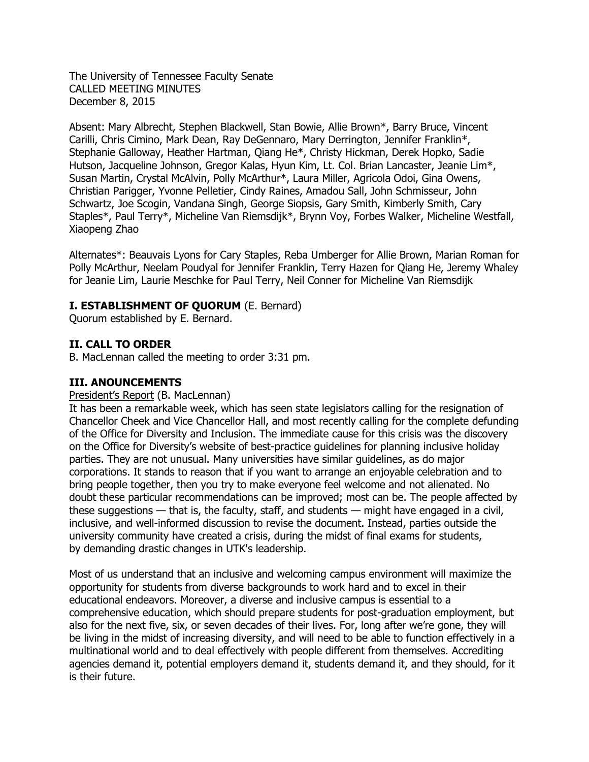The University of Tennessee Faculty Senate
CALLED MEETING MINUTES
December 8, 2015

Absent: Mary Albrecht, Stephen Blackwell, Stan Bowie, Allie Brown*, Barry Bruce, Vincent Carilli, Chris Cimino, Mark Dean, Ray DeGennaro, Mary Derrington, Jennifer Franklin*, Stephanie Galloway, Heather Hartman, Qiang He*, Christy Hickman, Derek Hopko, Sadie Hutson, Jacqueline Johnson, Gregor Kalas, Hyun Kim, Lt. Col. Brian Lancaster, Jeanie Lim*, Susan Martin, Crystal McAlvin, Polly McArthur*, Laura Miller, Agricola Odoi, Gina Owens, Christian Parigger, Yvonne Pelletier, Cindy Raines, Amadou Sall, John Schmisseur, John Schwartz, Joe Scogin, Vandana Singh, George Siopsis, Gary Smith, Kimberly Smith, Cary Staples*, Paul Terry*, Micheline Van Riemsdijk*, Brynn Voy, Forbes Walker, Micheline Westfall, Xiaopeng Zhao

Alternates*: Beauvais Lyons for Cary Staples, Reba Umberger for Allie Brown, Marian Roman for Polly McArthur, Neelam Poudyal for Jennifer Franklin, Terry Hazen for Qiang He, Jeremy Whaley for Jeanie Lim, Laurie Meschke for Paul Terry, Neil Conner for Micheline Van Riemsdijk

**I. ESTABLISHMENT OF QUORUM** (E. Bernard)
Quorum established by E. Bernard.

**II. CALL TO ORDER**
B. MacLennan called the meeting to order 3:31 pm.

**III. ANOUNCEMENTS**
President's Report (B. MacLennan)
It has been a remarkable week, which has seen state legislators calling for the resignation of Chancellor Cheek and Vice Chancellor Hall, and most recently calling for the complete defunding of the Office for Diversity and Inclusion. The immediate cause for this crisis was the discovery on the Office for Diversity's website of best-practice guidelines for planning inclusive holiday parties. They are not unusual. Many universities have similar guidelines, as do major corporations. It stands to reason that if you want to arrange an enjoyable celebration and to bring people together, then you try to make everyone feel welcome and not alienated. No doubt these particular recommendations can be improved; most can be. The people affected by these suggestions — that is, the faculty, staff, and students — might have engaged in a civil, inclusive, and well-informed discussion to revise the document. Instead, parties outside the university community have created a crisis, during the midst of final exams for students, by demanding drastic changes in UTK's leadership.

Most of us understand that an inclusive and welcoming campus environment will maximize the opportunity for students from diverse backgrounds to work hard and to excel in their educational endeavors. Moreover, a diverse and inclusive campus is essential to a comprehensive education, which should prepare students for post-graduation employment, but also for the next five, six, or seven decades of their lives. For, long after we're gone, they will be living in the midst of increasing diversity, and will need to be able to function effectively in a multinational world and to deal effectively with people different from themselves. Accrediting agencies demand it, potential employers demand it, students demand it, and they should, for it is their future.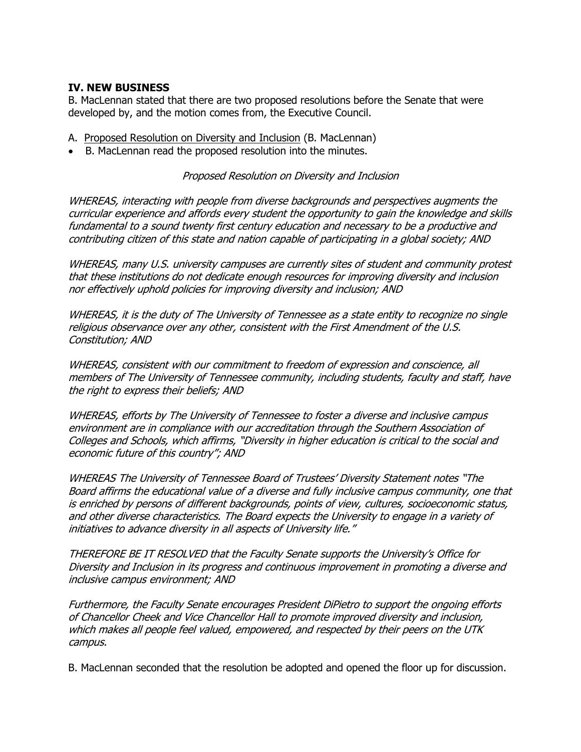**IV. NEW BUSINESS**

B. MacLennan stated that there are two proposed resolutions before the Senate that were developed by, and the motion comes from, the Executive Council.

A. Proposed Resolution on Diversity and Inclusion (B. MacLennan)

- B. MacLennan read the proposed resolution into the minutes.

*Proposed Resolution on Diversity and Inclusion*

*WHEREAS, interacting with people from diverse backgrounds and perspectives augments the curricular experience and affords every student the opportunity to gain the knowledge and skills fundamental to a sound twenty first century education and necessary to be a productive and contributing citizen of this state and nation capable of participating in a global society; AND*

*WHEREAS, many U.S. university campuses are currently sites of student and community protest that these institutions do not dedicate enough resources for improving diversity and inclusion nor effectively uphold policies for improving diversity and inclusion; AND*

*WHEREAS, it is the duty of The University of Tennessee as a state entity to recognize no single religious observance over any other, consistent with the First Amendment of the U.S. Constitution; AND*

*WHEREAS, consistent with our commitment to freedom of expression and conscience, all members of The University of Tennessee community, including students, faculty and staff, have the right to express their beliefs; AND*

*WHEREAS, efforts by The University of Tennessee to foster a diverse and inclusive campus environment are in compliance with our accreditation through the Southern Association of Colleges and Schools, which affirms, "Diversity in higher education is critical to the social and economic future of this country"; AND*

*WHEREAS The University of Tennessee Board of Trustees' Diversity Statement notes "The Board affirms the educational value of a diverse and fully inclusive campus community, one that is enriched by persons of different backgrounds, points of view, cultures, socioeconomic status, and other diverse characteristics. The Board expects the University to engage in a variety of initiatives to advance diversity in all aspects of University life."*

*THEREFORE BE IT RESOLVED that the Faculty Senate supports the University's Office for Diversity and Inclusion in its progress and continuous improvement in promoting a diverse and inclusive campus environment; AND*

*Furthermore, the Faculty Senate encourages President DiPietro to support the ongoing efforts of Chancellor Cheek and Vice Chancellor Hall to promote improved diversity and inclusion, which makes all people feel valued, empowered, and respected by their peers on the UTK campus.*

B. MacLennan seconded that the resolution be adopted and opened the floor up for discussion.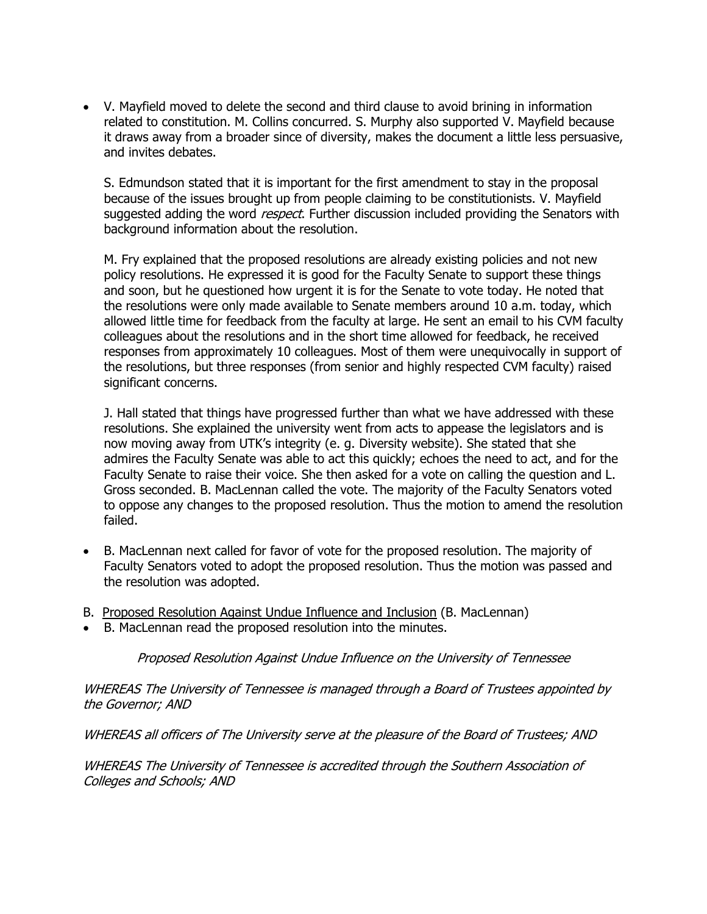- V. Mayfield moved to delete the second and third clause to avoid brining in information related to constitution. M. Collins concurred. S. Murphy also supported V. Mayfield because it draws away from a broader since of diversity, makes the document a little less persuasive, and invites debates.

  S. Edmundson stated that it is important for the first amendment to stay in the proposal because of the issues brought up from people claiming to be constitutionists. V. Mayfield suggested adding the word *respect*. Further discussion included providing the Senators with background information about the resolution.

  M. Fry explained that the proposed resolutions are already existing policies and not new policy resolutions. He expressed it is good for the Faculty Senate to support these things and soon, but he questioned how urgent it is for the Senate to vote today. He noted that the resolutions were only made available to Senate members around 10 a.m. today, which allowed little time for feedback from the faculty at large. He sent an email to his CVM faculty colleagues about the resolutions and in the short time allowed for feedback, he received responses from approximately 10 colleagues. Most of them were unequivocally in support of the resolutions, but three responses (from senior and highly respected CVM faculty) raised significant concerns.

  J. Hall stated that things have progressed further than what we have addressed with these resolutions. She explained the university went from acts to appease the legislators and is now moving away from UTK's integrity (e. g. Diversity website). She stated that she admires the Faculty Senate was able to act this quickly; echoes the need to act, and for the Faculty Senate to raise their voice. She then asked for a vote on calling the question and L. Gross seconded. B. MacLennan called the vote. The majority of the Faculty Senators voted to oppose any changes to the proposed resolution. Thus the motion to amend the resolution failed.

- B. MacLennan next called for favor of vote for the proposed resolution. The majority of Faculty Senators voted to adopt the proposed resolution. Thus the motion was passed and the resolution was adopted.

B. Proposed Resolution Against Undue Influence and Inclusion (B. MacLennan)

- B. MacLennan read the proposed resolution into the minutes.

*Proposed Resolution Against Undue Influence on the University of Tennessee*

*WHEREAS The University of Tennessee is managed through a Board of Trustees appointed by the Governor; AND*

*WHEREAS all officers of The University serve at the pleasure of the Board of Trustees; AND*

*WHEREAS The University of Tennessee is accredited through the Southern Association of Colleges and Schools; AND*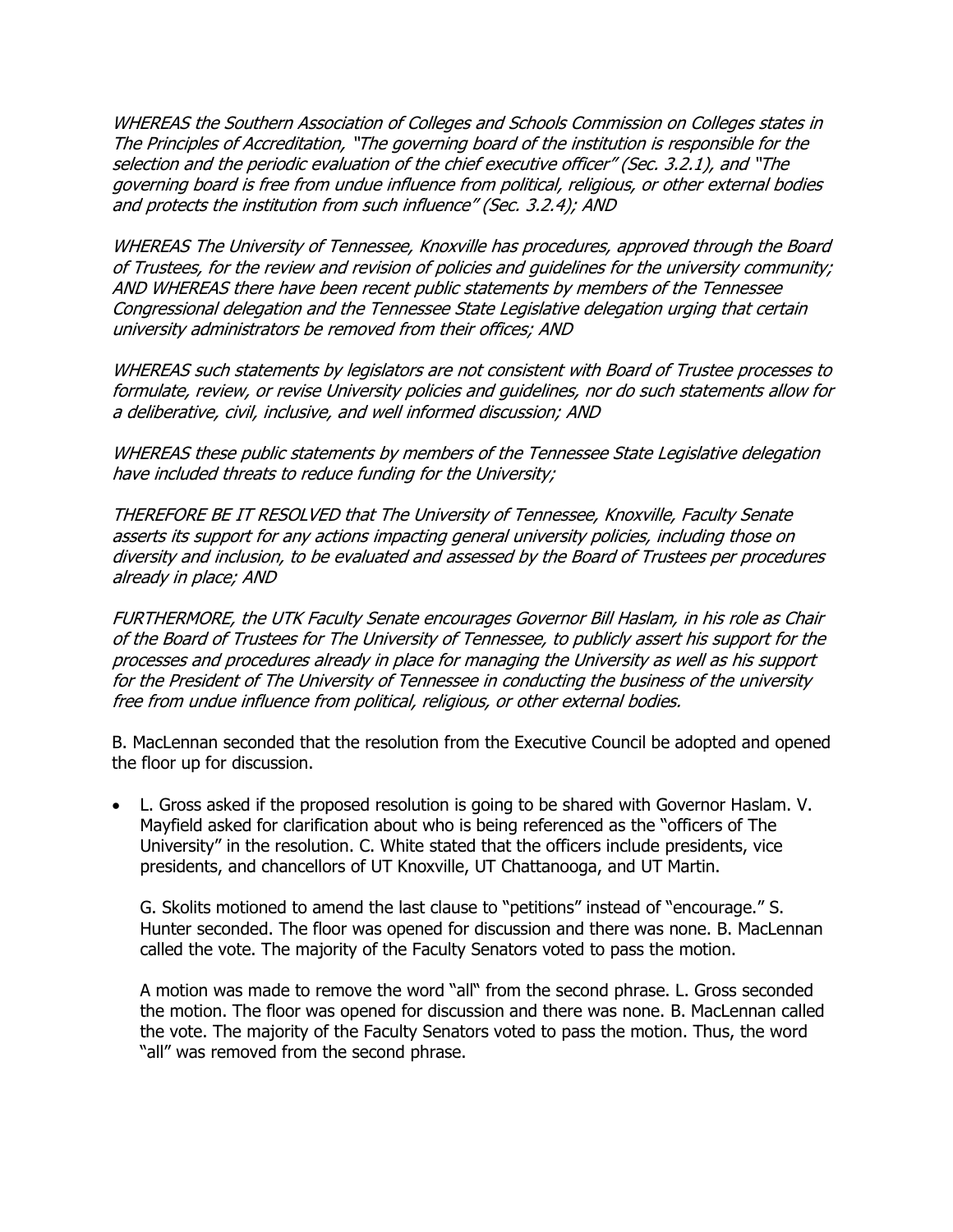*WHEREAS the Southern Association of Colleges and Schools Commission on Colleges states in The Principles of Accreditation, "The governing board of the institution is responsible for the selection and the periodic evaluation of the chief executive officer" (Sec. 3.2.1), and "The governing board is free from undue influence from political, religious, or other external bodies and protects the institution from such influence" (Sec. 3.2.4); AND*

*WHEREAS The University of Tennessee, Knoxville has procedures, approved through the Board of Trustees, for the review and revision of policies and guidelines for the university community; AND WHEREAS there have been recent public statements by members of the Tennessee Congressional delegation and the Tennessee State Legislative delegation urging that certain university administrators be removed from their offices; AND*

*WHEREAS such statements by legislators are not consistent with Board of Trustee processes to formulate, review, or revise University policies and guidelines, nor do such statements allow for a deliberative, civil, inclusive, and well informed discussion; AND*

*WHEREAS these public statements by members of the Tennessee State Legislative delegation have included threats to reduce funding for the University;*

*THEREFORE BE IT RESOLVED that The University of Tennessee, Knoxville, Faculty Senate asserts its support for any actions impacting general university policies, including those on diversity and inclusion, to be evaluated and assessed by the Board of Trustees per procedures already in place; AND*

*FURTHERMORE, the UTK Faculty Senate encourages Governor Bill Haslam, in his role as Chair of the Board of Trustees for The University of Tennessee, to publicly assert his support for the processes and procedures already in place for managing the University as well as his support for the President of The University of Tennessee in conducting the business of the university free from undue influence from political, religious, or other external bodies.*

B. MacLennan seconded that the resolution from the Executive Council be adopted and opened the floor up for discussion.

- L. Gross asked if the proposed resolution is going to be shared with Governor Haslam. V. Mayfield asked for clarification about who is being referenced as the "officers of The University" in the resolution. C. White stated that the officers include presidents, vice presidents, and chancellors of UT Knoxville, UT Chattanooga, and UT Martin.

  G. Skolits motioned to amend the last clause to "petitions" instead of "encourage." S. Hunter seconded. The floor was opened for discussion and there was none. B. MacLennan called the vote. The majority of the Faculty Senators voted to pass the motion.

  A motion was made to remove the word "all" from the second phrase. L. Gross seconded the motion. The floor was opened for discussion and there was none. B. MacLennan called the vote. The majority of the Faculty Senators voted to pass the motion. Thus, the word "all" was removed from the second phrase.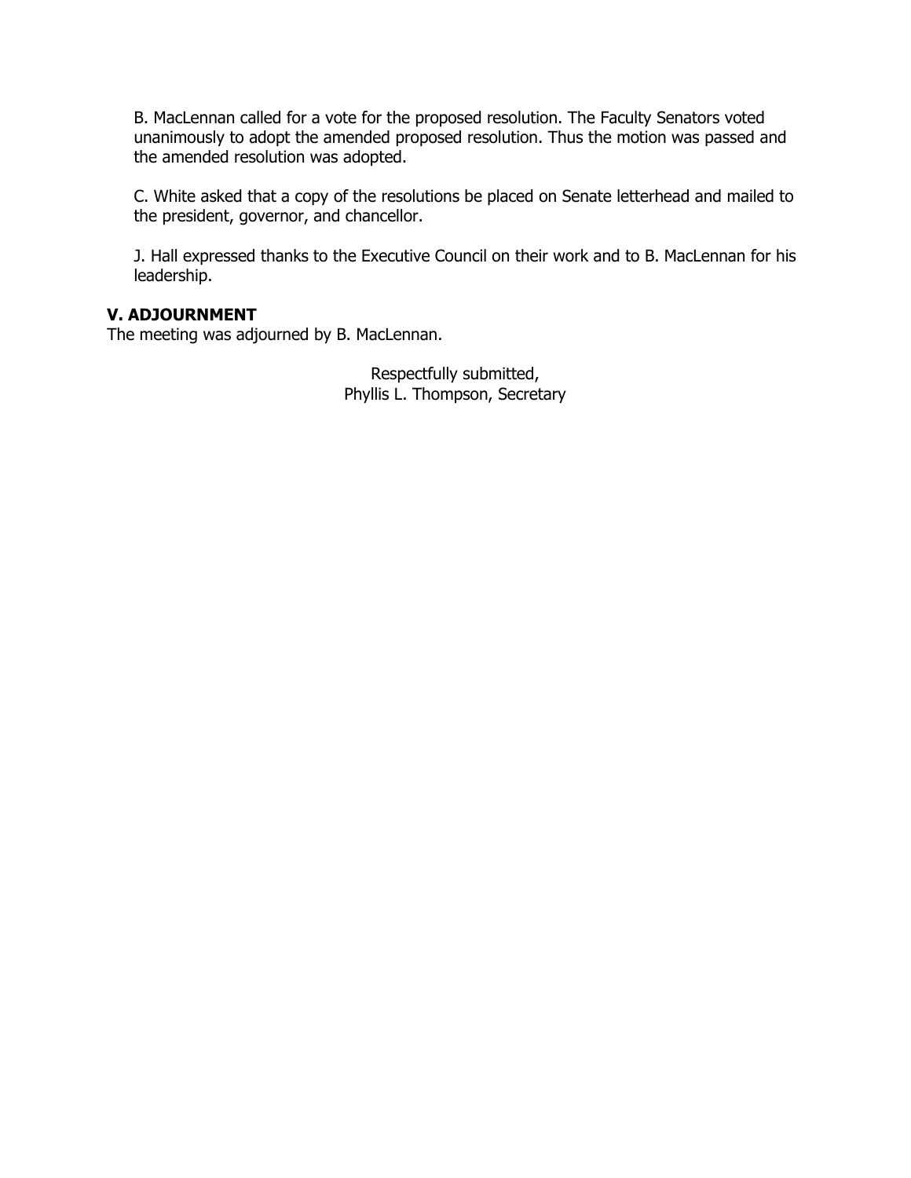B. MacLennan called for a vote for the proposed resolution. The Faculty Senators voted unanimously to adopt the amended proposed resolution. Thus the motion was passed and the amended resolution was adopted.

C. White asked that a copy of the resolutions be placed on Senate letterhead and mailed to the president, governor, and chancellor.

J. Hall expressed thanks to the Executive Council on their work and to B. MacLennan for his leadership.

### V. ADJOURNMENT

The meeting was adjourned by B. MacLennan.

Respectfully submitted,
Phyllis L. Thompson, Secretary